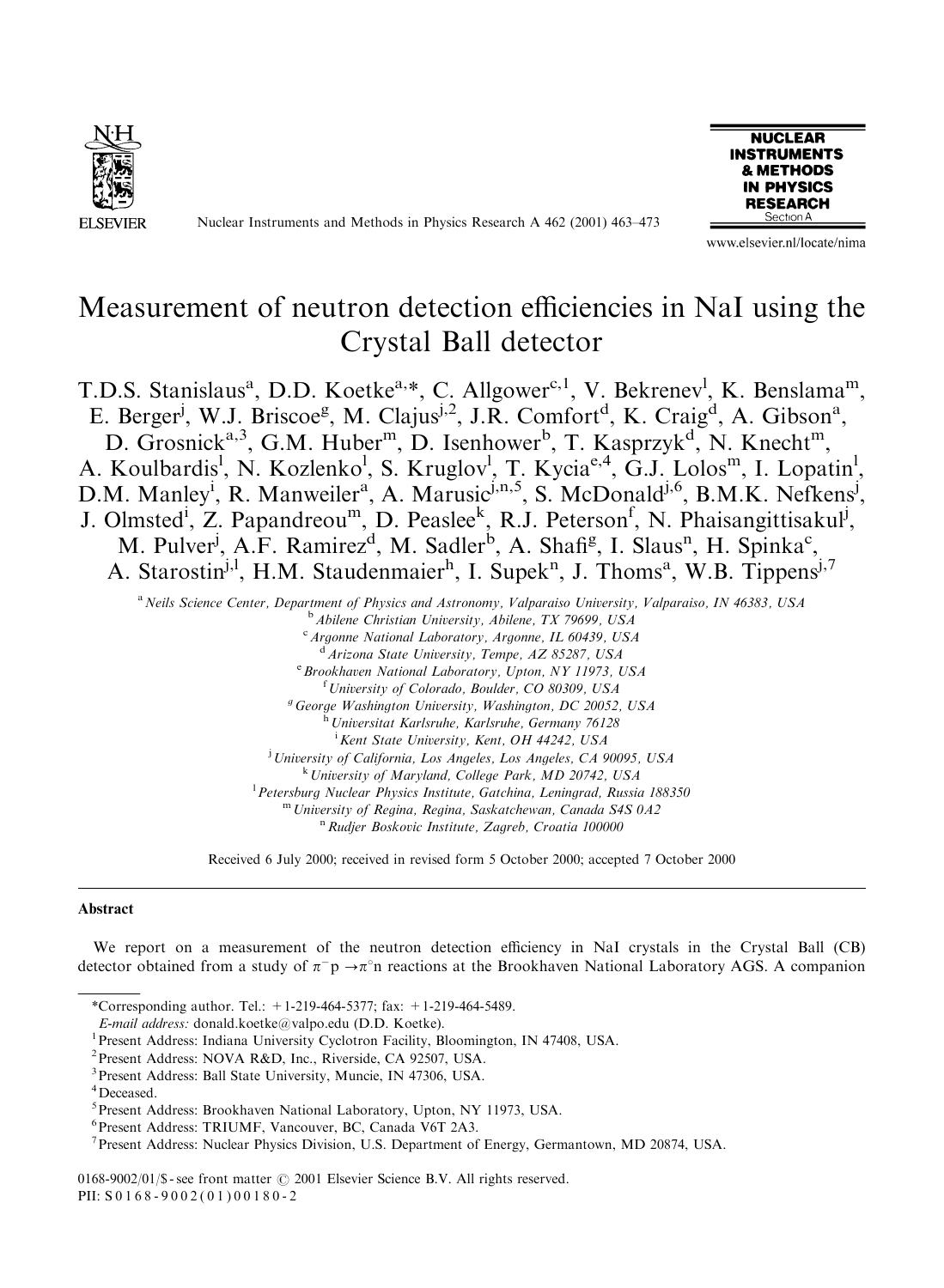# Measurement of neutron detection efficiencies in NaI using the Crystal Ball detector

T.D.S. Stanislaus[a], D.D. Koetke[a,*], C. Allgower[c,1], V. Bekrenev[l], K. Benslama[m], E. Berger[j], W.J. Briscoe[g], M. Clajus[j,2], J.R. Comfort[d], K. Craig[d], A. Gibson[a], D. Grosnick[a,3], G.M. Huber[m], D. Isenhower[b], T. Kasprzyk[d], N. Knecht[m], A. Koulbardis[l], N. Kozlenko[l], S. Kruglov[l], T. Kycia[e,4], G.J. Lolos[m], I. Lopatin[l], D.M. Manley[i], R. Manweiler[a], A. Marusic[j,n,5], S. McDonald[j,6], B.M.K. Nefkens[j], J. Olmsted[i], Z. Papandreou[m], D. Peaslee[k], R.J. Peterson[f], N. Phaisangittisakul[j], M. Pulver[j], A.F. Ramirez[d], M. Sadler[b], A. Shafi[g], I. Slaus[n], H. Spinka[c], A. Starostin[j,l], H.M. Staudenmaier[h], I. Supek[n], J. Thoms[a], W.B. Tippens[j,7]

[a] *Neils Science Center, Department of Physics and Astronomy, Valparaiso University, Valparaiso, IN 46383, USA*
[b] *Abilene Christian University, Abilene, TX 79699, USA*
[c] *Argonne National Laboratory, Argonne, IL 60439, USA*
[d] *Arizona State University, Tempe, AZ 85287, USA*
[e] *Brookhaven National Laboratory, Upton, NY 11973, USA*
[f] *University of Colorado, Boulder, CO 80309, USA*
[g] *George Washington University, Washington, DC 20052, USA*
[h] *Universitat Karlsruhe, Karlsruhe, Germany 76128*
[i] *Kent State University, Kent, OH 44242, USA*
[j] *University of California, Los Angeles, Los Angeles, CA 90095, USA*
[k] *University of Maryland, College Park, MD 20742, USA*
[l] *Petersburg Nuclear Physics Institute, Gatchina, Leningrad, Russia 188350*
[m] *University of Regina, Regina, Saskatchewan, Canada S4S 0A2*
[n] *Rudjer Boskovic Institute, Zagreb, Croatia 100000*

Received 6 July 2000; received in revised form 5 October 2000; accepted 7 October 2000

## Abstract

We report on a measurement of the neutron detection efficiency in NaI crystals in the Crystal Ball (CB) detector obtained from a study of $\pi^- p \to \pi^\circ n$ reactions at the Brookhaven National Laboratory AGS. A companion

---

*Corresponding author. Tel.: +1-219-464-5377; fax: +1-219-464-5489.
*E-mail address:* donald.koetke@valpo.edu (D.D. Koetke).

[1] Present Address: Indiana University Cyclotron Facility, Bloomington, IN 47408, USA.
[2] Present Address: NOVA R&D, Inc., Riverside, CA 92507, USA.
[3] Present Address: Ball State University, Muncie, IN 47306, USA.
[4] Deceased.
[5] Present Address: Brookhaven National Laboratory, Upton, NY 11973, USA.
[6] Present Address: TRIUMF, Vancouver, BC, Canada V6T 2A3.
[7] Present Address: Nuclear Physics Division, U.S. Department of Energy, Germantown, MD 20874, USA.

0168-9002/01/$ - see front matter © 2001 Elsevier Science B.V. All rights reserved.
PII: S0168-9002(01)00180-2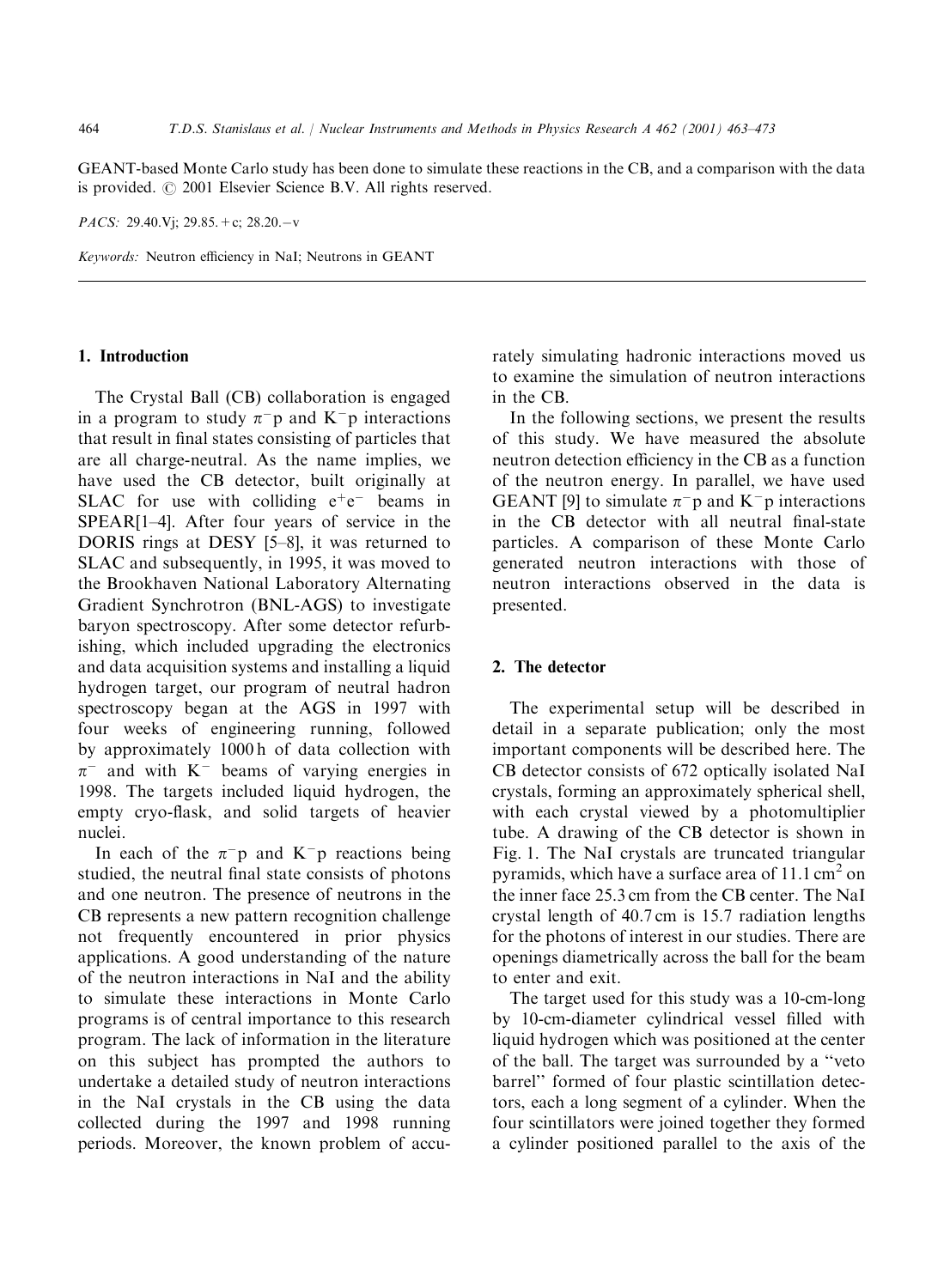GEANT-based Monte Carlo study has been done to simulate these reactions in the CB, and a comparison with the data is provided. © 2001 Elsevier Science B.V. All rights reserved.

*PACS:* 29.40.Vj; 29.85.+c; 28.20.−v

*Keywords:* Neutron efficiency in NaI; Neutrons in GEANT

## 1. Introduction

The Crystal Ball (CB) collaboration is engaged in a program to study $\pi^-p$ and $K^-p$ interactions that result in final states consisting of particles that are all charge-neutral. As the name implies, we have used the CB detector, built originally at SLAC for use with colliding $e^+e^-$ beams in SPEAR[1–4]. After four years of service in the DORIS rings at DESY [5–8], it was returned to SLAC and subsequently, in 1995, it was moved to the Brookhaven National Laboratory Alternating Gradient Synchrotron (BNL-AGS) to investigate baryon spectroscopy. After some detector refurbishing, which included upgrading the electronics and data acquisition systems and installing a liquid hydrogen target, our program of neutral hadron spectroscopy began at the AGS in 1997 with four weeks of engineering running, followed by approximately 1000 h of data collection with $\pi^-$ and with $K^-$ beams of varying energies in 1998. The targets included liquid hydrogen, the empty cryo-flask, and solid targets of heavier nuclei.

In each of the $\pi^-p$ and $K^-p$ reactions being studied, the neutral final state consists of photons and one neutron. The presence of neutrons in the CB represents a new pattern recognition challenge not frequently encountered in prior physics applications. A good understanding of the nature of the neutron interactions in NaI and the ability to simulate these interactions in Monte Carlo programs is of central importance to this research program. The lack of information in the literature on this subject has prompted the authors to undertake a detailed study of neutron interactions in the NaI crystals in the CB using the data collected during the 1997 and 1998 running periods. Moreover, the known problem of accurately simulating hadronic interactions moved us to examine the simulation of neutron interactions in the CB.

In the following sections, we present the results of this study. We have measured the absolute neutron detection efficiency in the CB as a function of the neutron energy. In parallel, we have used GEANT [9] to simulate $\pi^-p$ and $K^-p$ interactions in the CB detector with all neutral final-state particles. A comparison of these Monte Carlo generated neutron interactions with those of neutron interactions observed in the data is presented.

## 2. The detector

The experimental setup will be described in detail in a separate publication; only the most important components will be described here. The CB detector consists of 672 optically isolated NaI crystals, forming an approximately spherical shell, with each crystal viewed by a photomultiplier tube. A drawing of the CB detector is shown in Fig. 1. The NaI crystals are truncated triangular pyramids, which have a surface area of 11.1 $cm^2$ on the inner face 25.3 cm from the CB center. The NaI crystal length of 40.7 cm is 15.7 radiation lengths for the photons of interest in our studies. There are openings diametrically across the ball for the beam to enter and exit.

The target used for this study was a 10-cm-long by 10-cm-diameter cylindrical vessel filled with liquid hydrogen which was positioned at the center of the ball. The target was surrounded by a "veto barrel" formed of four plastic scintillation detectors, each a long segment of a cylinder. When the four scintillators were joined together they formed a cylinder positioned parallel to the axis of the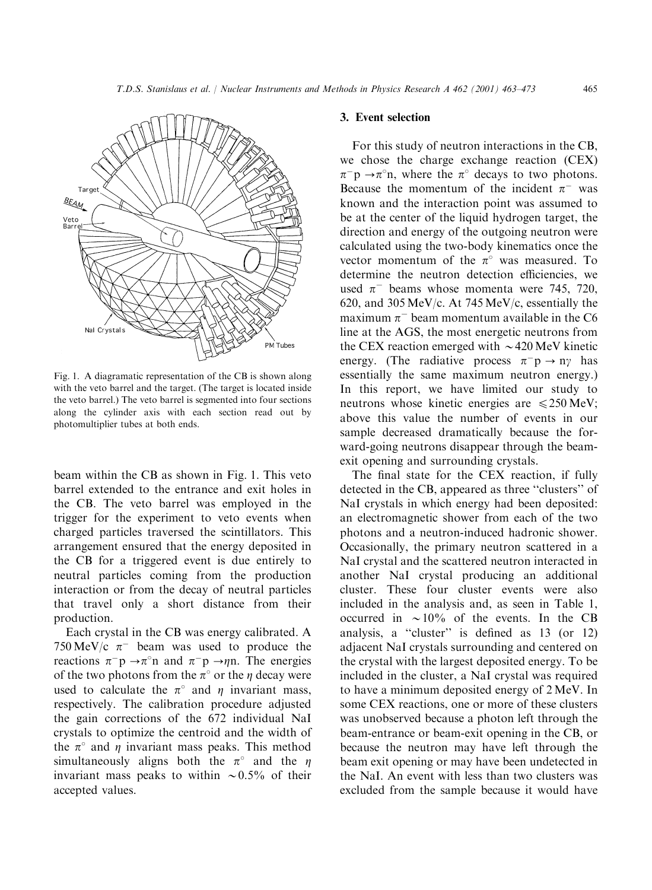Fig. 1. A diagramatic representation of the CB is shown along with the veto barrel and the target. (The target is located inside the veto barrel.) The veto barrel is segmented into four sections along the cylinder axis with each section read out by photomultiplier tubes at both ends.

beam within the CB as shown in Fig. 1. This veto barrel extended to the entrance and exit holes in the CB. The veto barrel was employed in the trigger for the experiment to veto events when charged particles traversed the scintillators. This arrangement ensured that the energy deposited in the CB for a triggered event is due entirely to neutral particles coming from the production interaction or from the decay of neutral particles that travel only a short distance from their production.

Each crystal in the CB was energy calibrated. A 750 MeV/c $\pi^-$ beam was used to produce the reactions $\pi^- p \rightarrow \pi^\circ n$ and $\pi^- p \rightarrow \eta n$. The energies of the two photons from the $\pi^\circ$ or the $\eta$ decay were used to calculate the $\pi^\circ$ and $\eta$ invariant mass, respectively. The calibration procedure adjusted the gain corrections of the 672 individual NaI crystals to optimize the centroid and the width of the $\pi^\circ$ and $\eta$ invariant mass peaks. This method simultaneously aligns both the $\pi^\circ$ and the $\eta$ invariant mass peaks to within $\sim 0.5\%$ of their accepted values.

## 3. Event selection

For this study of neutron interactions in the CB, we chose the charge exchange reaction (CEX) $\pi^- p \rightarrow \pi^\circ n$, where the $\pi^\circ$ decays to two photons. Because the momentum of the incident $\pi^-$ was known and the interaction point was assumed to be at the center of the liquid hydrogen target, the direction and energy of the outgoing neutron were calculated using the two-body kinematics once the vector momentum of the $\pi^\circ$ was measured. To determine the neutron detection efficiencies, we used $\pi^-$ beams whose momenta were 745, 720, 620, and 305 MeV/c. At 745 MeV/c, essentially the maximum $\pi^-$ beam momentum available in the C6 line at the AGS, the most energetic neutrons from the CEX reaction emerged with $\sim 420$ MeV kinetic energy. (The radiative process $\pi^- p \rightarrow n\gamma$ has essentially the same maximum neutron energy.) In this report, we have limited our study to neutrons whose kinetic energies are $\leqslant 250$ MeV; above this value the number of events in our sample decreased dramatically because the forward-going neutrons disappear through the beam-exit opening and surrounding crystals.

The final state for the CEX reaction, if fully detected in the CB, appeared as three "clusters" of NaI crystals in which energy had been deposited: an electromagnetic shower from each of the two photons and a neutron-induced hadronic shower. Occasionally, the primary neutron scattered in a NaI crystal and the scattered neutron interacted in another NaI crystal producing an additional cluster. These four cluster events were also included in the analysis and, as seen in Table 1, occurred in $\sim 10\%$ of the events. In the CB analysis, a "cluster" is defined as 13 (or 12) adjacent NaI crystals surrounding and centered on the crystal with the largest deposited energy. To be included in the cluster, a NaI crystal was required to have a minimum deposited energy of 2 MeV. In some CEX reactions, one or more of these clusters was unobserved because a photon left through the beam-entrance or beam-exit opening in the CB, or because the neutron may have left through the beam exit opening or may have been undetected in the NaI. An event with less than two clusters was excluded from the sample because it would have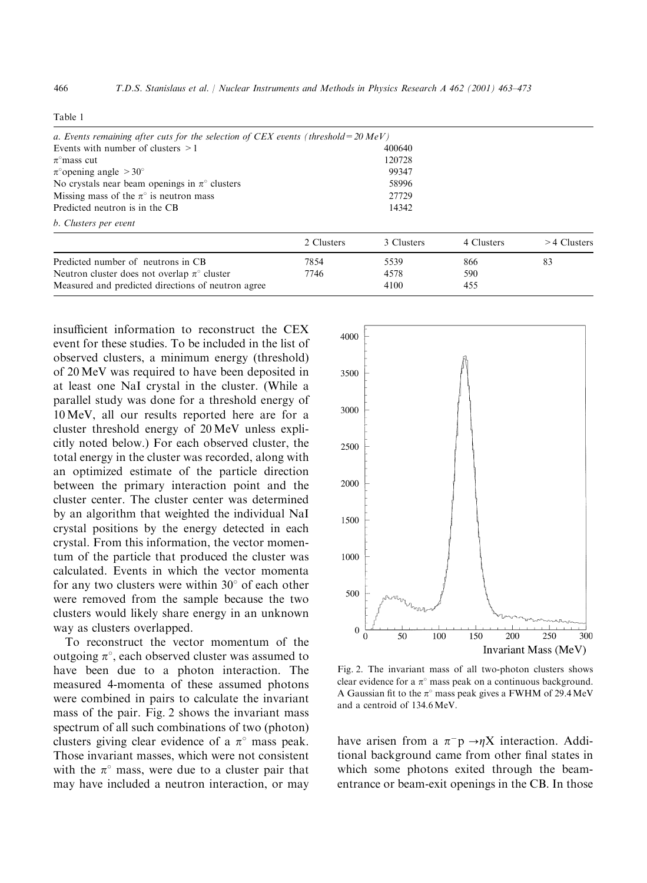Table 1

| a. Events remaining after cuts for the selection of CEX events (threshold = 20 MeV) | | | | |
|---|---|---|---|---|
| Events with number of clusters > 1 | | 400640 | | |
| $\pi^{\circ}$ mass cut | | 120728 | | |
| $\pi^{\circ}$ opening angle > 30° | | 99347 | | |
| No crystals near beam openings in $\pi^{\circ}$ clusters | | 58996 | | |
| Missing mass of the $\pi^{\circ}$ is neutron mass | | 27729 | | |
| Predicted neutron is in the CB | | 14342 | | |

*b. Clusters per event*

| | 2 Clusters | 3 Clusters | 4 Clusters | > 4 Clusters |
|---|---|---|---|---|
| Predicted number of neutrons in CB | 7854 | 5539 | 866 | 83 |
| Neutron cluster does not overlap $\pi^{\circ}$ cluster | 7746 | 4578 | 590 | |
| Measured and predicted directions of neutron agree | | 4100 | 455 | |

insufficient information to reconstruct the CEX event for these studies. To be included in the list of observed clusters, a minimum energy (threshold) of 20 MeV was required to have been deposited in at least one NaI crystal in the cluster. (While a parallel study was done for a threshold energy of 10 MeV, all our results reported here are for a cluster threshold energy of 20 MeV unless explicitly noted below.) For each observed cluster, the total energy in the cluster was recorded, along with an optimized estimate of the particle direction between the primary interaction point and the cluster center. The cluster center was determined by an algorithm that weighted the individual NaI crystal positions by the energy detected in each crystal. From this information, the vector momentum of the particle that produced the cluster was calculated. Events in which the vector momenta for any two clusters were within 30° of each other were removed from the sample because the two clusters would likely share energy in an unknown way as clusters overlapped.

To reconstruct the vector momentum of the outgoing $\pi^{\circ}$, each observed cluster was assumed to have been due to a photon interaction. The measured 4-momenta of these assumed photons were combined in pairs to calculate the invariant mass of the pair. Fig. 2 shows the invariant mass spectrum of all such combinations of two (photon) clusters giving clear evidence of a $\pi^{\circ}$ mass peak. Those invariant masses, which were not consistent with the $\pi^{\circ}$ mass, were due to a cluster pair that may have included a neutron interaction, or may have arisen from a $\pi^{-}p \rightarrow \eta X$ interaction. Additional background came from other final states in which some photons exited through the beam-entrance or beam-exit openings in the CB. In those

Fig. 2. The invariant mass of all two-photon clusters shows clear evidence for a $\pi^{\circ}$ mass peak on a continuous background. A Gaussian fit to the $\pi^{\circ}$ mass peak gives a FWHM of 29.4 MeV and a centroid of 134.6 MeV.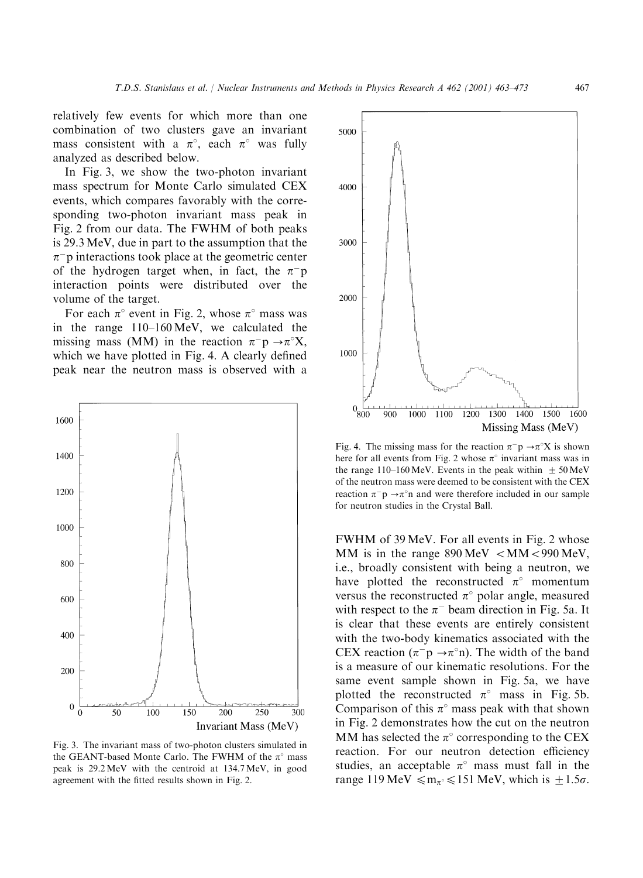relatively few events for which more than one combination of two clusters gave an invariant mass consistent with a $\pi^\circ$, each $\pi^\circ$ was fully analyzed as described below.

In Fig. 3, we show the two-photon invariant mass spectrum for Monte Carlo simulated CEX events, which compares favorably with the corresponding two-photon invariant mass peak in Fig. 2 from our data. The FWHM of both peaks is 29.3 MeV, due in part to the assumption that the $\pi^- p$ interactions took place at the geometric center of the hydrogen target when, in fact, the $\pi^- p$ interaction points were distributed over the volume of the target.

For each $\pi^\circ$ event in Fig. 2, whose $\pi^\circ$ mass was in the range 110–160 MeV, we calculated the missing mass (MM) in the reaction $\pi^- p \to \pi^\circ X$, which we have plotted in Fig. 4. A clearly defined peak near the neutron mass is observed with a FWHM of 39 MeV. For all events in Fig. 2 whose MM is in the range 890 MeV $<$ MM $<$ 990 MeV, i.e., broadly consistent with being a neutron, we have plotted the reconstructed $\pi^\circ$ momentum versus the reconstructed $\pi^\circ$ polar angle, measured with respect to the $\pi^-$ beam direction in Fig. 5a. It is clear that these events are entirely consistent with the two-body kinematics associated with the CEX reaction ($\pi^- p \to \pi^\circ n$). The width of the band is a measure of our kinematic resolutions. For the same event sample shown in Fig. 5a, we have plotted the reconstructed $\pi^\circ$ mass in Fig. 5b. Comparison of this $\pi^\circ$ mass peak with that shown in Fig. 2 demonstrates how the cut on the neutron MM has selected the $\pi^\circ$ corresponding to the CEX reaction. For our neutron detection efficiency studies, an acceptable $\pi^\circ$ mass must fall in the range 119 MeV $\leqslant m_{\pi^\circ} \leqslant$ 151 MeV, which is $\pm 1.5\sigma$.

Fig. 3. The invariant mass of two-photon clusters simulated in the GEANT-based Monte Carlo. The FWHM of the $\pi^\circ$ mass peak is 29.2 MeV with the centroid at 134.7 MeV, in good agreement with the fitted results shown in Fig. 2.

Fig. 4. The missing mass for the reaction $\pi^- p \to \pi^\circ X$ is shown here for all events from Fig. 2 whose $\pi^\circ$ invariant mass was in the range 110–160 MeV. Events in the peak within $\pm$ 50 MeV of the neutron mass were deemed to be consistent with the CEX reaction $\pi^- p \to \pi^\circ n$ and were therefore included in our sample for neutron studies in the Crystal Ball.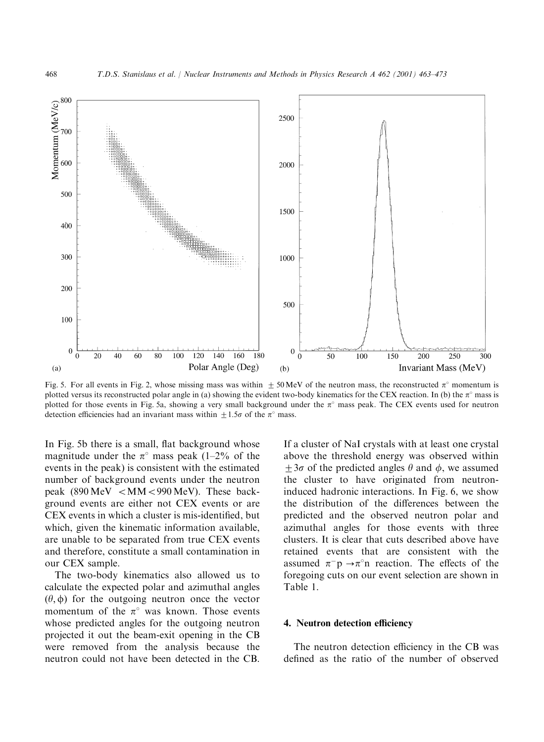Fig. 5. For all events in Fig. 2, whose missing mass was within $\pm 50$ MeV of the neutron mass, the reconstructed $\pi^{\circ}$ momentum is plotted versus its reconstructed polar angle in (a) showing the evident two-body kinematics for the CEX reaction. In (b) the $\pi^{\circ}$ mass is plotted for those events in Fig. 5a, showing a very small background under the $\pi^{\circ}$ mass peak. The CEX events used for neutron detection efficiencies had an invariant mass within $\pm 1.5\sigma$ of the $\pi^{\circ}$ mass.

In Fig. 5b there is a small, flat background whose magnitude under the $\pi^{\circ}$ mass peak (1–2% of the events in the peak) is consistent with the estimated number of background events under the neutron peak (890 MeV $<$ MM $<$ 990 MeV). These background events are either not CEX events or are CEX events in which a cluster is mis-identified, but which, given the kinematic information available, are unable to be separated from true CEX events and therefore, constitute a small contamination in our CEX sample.

The two-body kinematics also allowed us to calculate the expected polar and azimuthal angles $(\theta, \phi)$ for the outgoing neutron once the vector momentum of the $\pi^{\circ}$ was known. Those events whose predicted angles for the outgoing neutron projected it out the beam-exit opening in the CB were removed from the analysis because the neutron could not have been detected in the CB. If a cluster of NaI crystals with at least one crystal above the threshold energy was observed within $\pm 3\sigma$ of the predicted angles $\theta$ and $\phi$, we assumed the cluster to have originated from neutron-induced hadronic interactions. In Fig. 6, we show the distribution of the differences between the predicted and the observed neutron polar and azimuthal angles for those events with three clusters. It is clear that cuts described above have retained events that are consistent with the assumed $\pi^{-}p \rightarrow \pi^{\circ}n$ reaction. The effects of the foregoing cuts on our event selection are shown in Table 1.

## 4. Neutron detection efficiency

The neutron detection efficiency in the CB was defined as the ratio of the number of observed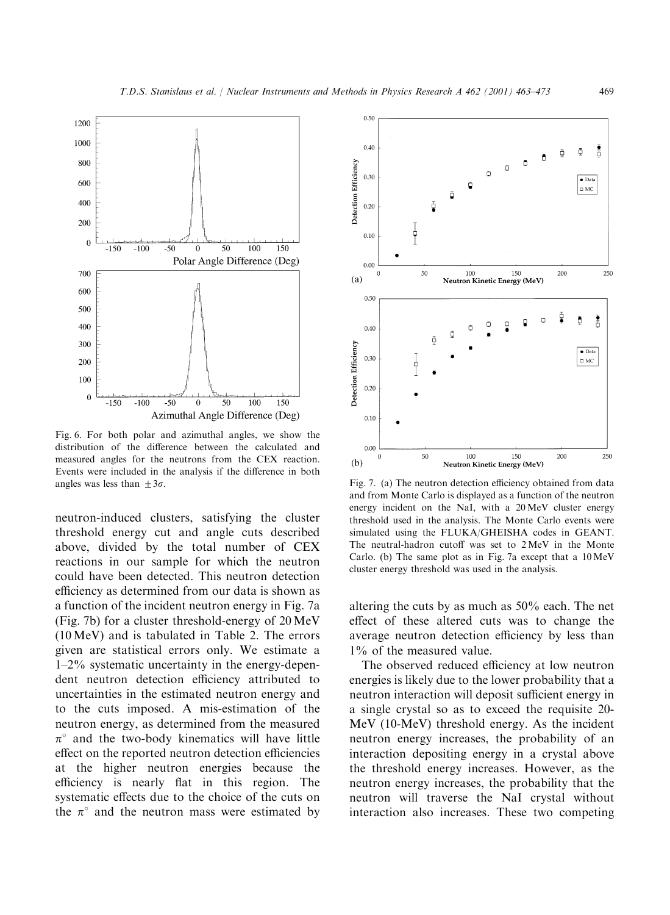Fig. 6. For both polar and azimuthal angles, we show the distribution of the difference between the calculated and measured angles for the neutrons from the CEX reaction. Events were included in the analysis if the difference in both angles was less than $\pm 3\sigma$.

Fig. 7. (a) The neutron detection efficiency obtained from data and from Monte Carlo is displayed as a function of the neutron energy incident on the NaI, with a 20 MeV cluster energy threshold used in the analysis. The Monte Carlo events were simulated using the FLUKA/GHEISHA codes in GEANT. The neutral-hadron cutoff was set to 2 MeV in the Monte Carlo. (b) The same plot as in Fig. 7a except that a 10 MeV cluster energy threshold was used in the analysis.

neutron-induced clusters, satisfying the cluster threshold energy cut and angle cuts described above, divided by the total number of CEX reactions in our sample for which the neutron could have been detected. This neutron detection efficiency as determined from our data is shown as a function of the incident neutron energy in Fig. 7a (Fig. 7b) for a cluster threshold-energy of 20 MeV (10 MeV) and is tabulated in Table 2. The errors given are statistical errors only. We estimate a 1–2% systematic uncertainty in the energy-dependent neutron detection efficiency attributed to uncertainties in the estimated neutron energy and to the cuts imposed. A mis-estimation of the neutron energy, as determined from the measured $\pi^{\circ}$ and the two-body kinematics will have little effect on the reported neutron detection efficiencies at the higher neutron energies because the efficiency is nearly flat in this region. The systematic effects due to the choice of the cuts on the $\pi^{\circ}$ and the neutron mass were estimated by altering the cuts by as much as 50% each. The net effect of these altered cuts was to change the average neutron detection efficiency by less than 1% of the measured value.

The observed reduced efficiency at low neutron energies is likely due to the lower probability that a neutron interaction will deposit sufficient energy in a single crystal so as to exceed the requisite 20-MeV (10-MeV) threshold energy. As the incident neutron energy increases, the probability of an interaction depositing energy in a crystal above the threshold energy increases. However, as the neutron energy increases, the probability that the neutron will traverse the NaI crystal without interaction also increases. These two competing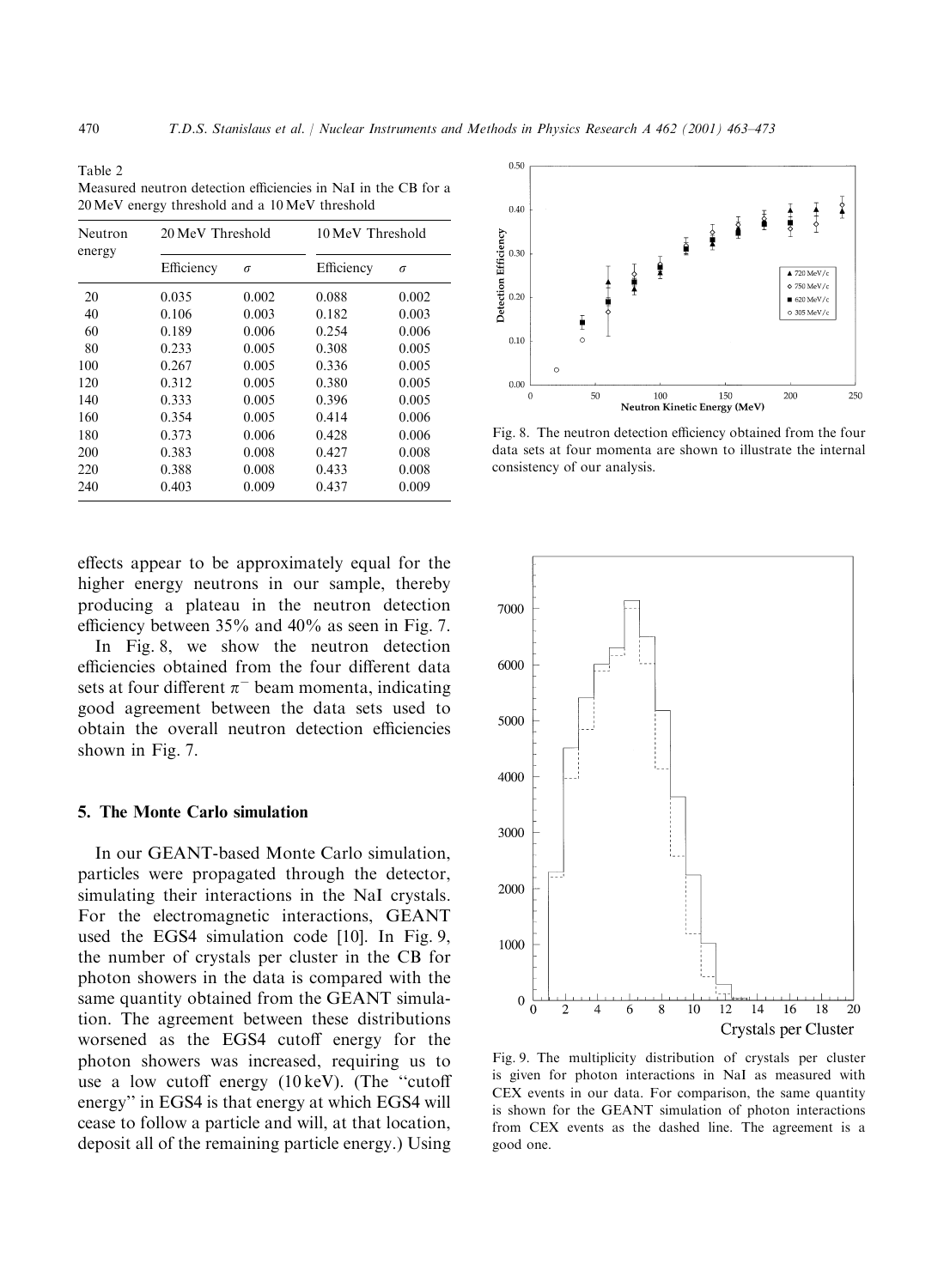Table 2
Measured neutron detection efficiencies in NaI in the CB for a 20 MeV energy threshold and a 10 MeV threshold

| Neutron energy | 20 MeV Threshold | | 10 MeV Threshold | |
|---|---|---|---|---|
| | Efficiency | $\sigma$ | Efficiency | $\sigma$ |
| 20 | 0.035 | 0.002 | 0.088 | 0.002 |
| 40 | 0.106 | 0.003 | 0.182 | 0.003 |
| 60 | 0.189 | 0.006 | 0.254 | 0.006 |
| 80 | 0.233 | 0.005 | 0.308 | 0.005 |
| 100 | 0.267 | 0.005 | 0.336 | 0.005 |
| 120 | 0.312 | 0.005 | 0.380 | 0.005 |
| 140 | 0.333 | 0.005 | 0.396 | 0.005 |
| 160 | 0.354 | 0.005 | 0.414 | 0.006 |
| 180 | 0.373 | 0.006 | 0.428 | 0.006 |
| 200 | 0.383 | 0.008 | 0.427 | 0.008 |
| 220 | 0.388 | 0.008 | 0.433 | 0.008 |
| 240 | 0.403 | 0.009 | 0.437 | 0.009 |

effects appear to be approximately equal for the higher energy neutrons in our sample, thereby producing a plateau in the neutron detection efficiency between 35% and 40% as seen in Fig. 7.

In Fig. 8, we show the neutron detection efficiencies obtained from the four different data sets at four different $\pi^-$ beam momenta, indicating good agreement between the data sets used to obtain the overall neutron detection efficiencies shown in Fig. 7.

Fig. 8. The neutron detection efficiency obtained from the four data sets at four momenta are shown to illustrate the internal consistency of our analysis.

## 5. The Monte Carlo simulation

In our GEANT-based Monte Carlo simulation, particles were propagated through the detector, simulating their interactions in the NaI crystals. For the electromagnetic interactions, GEANT used the EGS4 simulation code [10]. In Fig. 9, the number of crystals per cluster in the CB for photon showers in the data is compared with the same quantity obtained from the GEANT simulation. The agreement between these distributions worsened as the EGS4 cutoff energy for the photon showers was increased, requiring us to use a low cutoff energy (10 keV). (The "cutoff energy" in EGS4 is that energy at which EGS4 will cease to follow a particle and will, at that location, deposit all of the remaining particle energy.) Using

Fig. 9. The multiplicity distribution of crystals per cluster is given for photon interactions in NaI as measured with CEX events in our data. For comparison, the same quantity is shown for the GEANT simulation of photon interactions from CEX events as the dashed line. The agreement is a good one.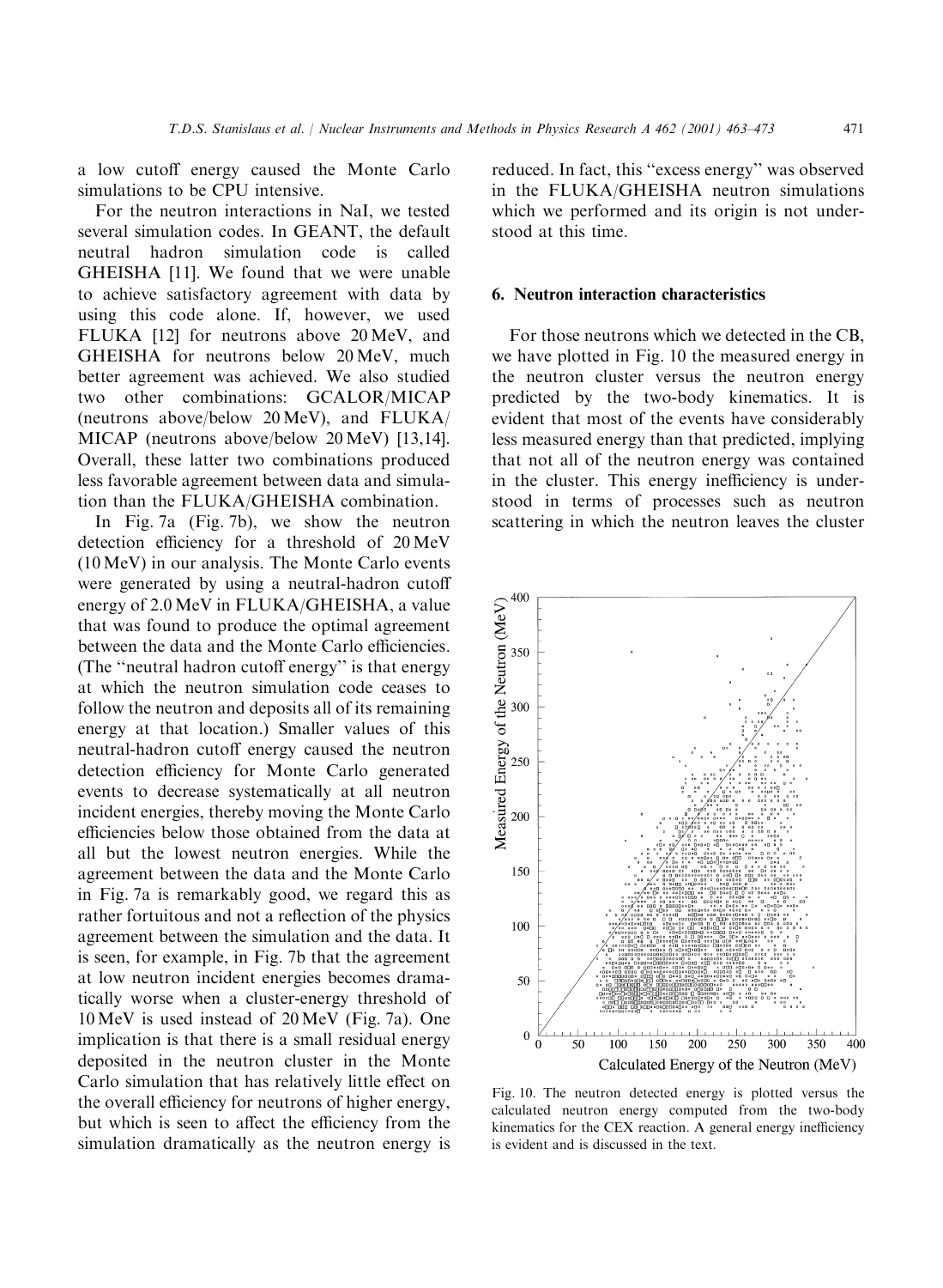a low cutoff energy caused the Monte Carlo simulations to be CPU intensive.

For the neutron interactions in NaI, we tested several simulation codes. In GEANT, the default neutral hadron simulation code is called GHEISHA [11]. We found that we were unable to achieve satisfactory agreement with data by using this code alone. If, however, we used FLUKA [12] for neutrons above 20 MeV, and GHEISHA for neutrons below 20 MeV, much better agreement was achieved. We also studied two other combinations: GCALOR/MICAP (neutrons above/below 20 MeV), and FLUKA/MICAP (neutrons above/below 20 MeV) [13,14]. Overall, these latter two combinations produced less favorable agreement between data and simulation than the FLUKA/GHEISHA combination.

In Fig. 7a (Fig. 7b), we show the neutron detection efficiency for a threshold of 20 MeV (10 MeV) in our analysis. The Monte Carlo events were generated by using a neutral-hadron cutoff energy of 2.0 MeV in FLUKA/GHEISHA, a value that was found to produce the optimal agreement between the data and the Monte Carlo efficiencies. (The "neutral hadron cutoff energy" is that energy at which the neutron simulation code ceases to follow the neutron and deposits all of its remaining energy at that location.) Smaller values of this neutral-hadron cutoff energy caused the neutron detection efficiency for Monte Carlo generated events to decrease systematically at all neutron incident energies, thereby moving the Monte Carlo efficiencies below those obtained from the data at all but the lowest neutron energies. While the agreement between the data and the Monte Carlo in Fig. 7a is remarkably good, we regard this as rather fortuitous and not a reflection of the physics agreement between the simulation and the data. It is seen, for example, in Fig. 7b that the agreement at low neutron incident energies becomes dramatically worse when a cluster-energy threshold of 10 MeV is used instead of 20 MeV (Fig. 7a). One implication is that there is a small residual energy deposited in the neutron cluster in the Monte Carlo simulation that has relatively little effect on the overall efficiency for neutrons of higher energy, but which is seen to affect the efficiency from the simulation dramatically as the neutron energy is reduced. In fact, this "excess energy" was observed in the FLUKA/GHEISHA neutron simulations which we performed and its origin is not understood at this time.

## 6. Neutron interaction characteristics

For those neutrons which we detected in the CB, we have plotted in Fig. 10 the measured energy in the neutron cluster versus the neutron energy predicted by the two-body kinematics. It is evident that most of the events have considerably less measured energy than that predicted, implying that not all of the neutron energy was contained in the cluster. This energy inefficiency is understood in terms of processes such as neutron scattering in which the neutron leaves the cluster

Fig. 10. The neutron detected energy is plotted versus the calculated neutron energy computed from the two-body kinematics for the CEX reaction. A general energy inefficiency is evident and is discussed in the text.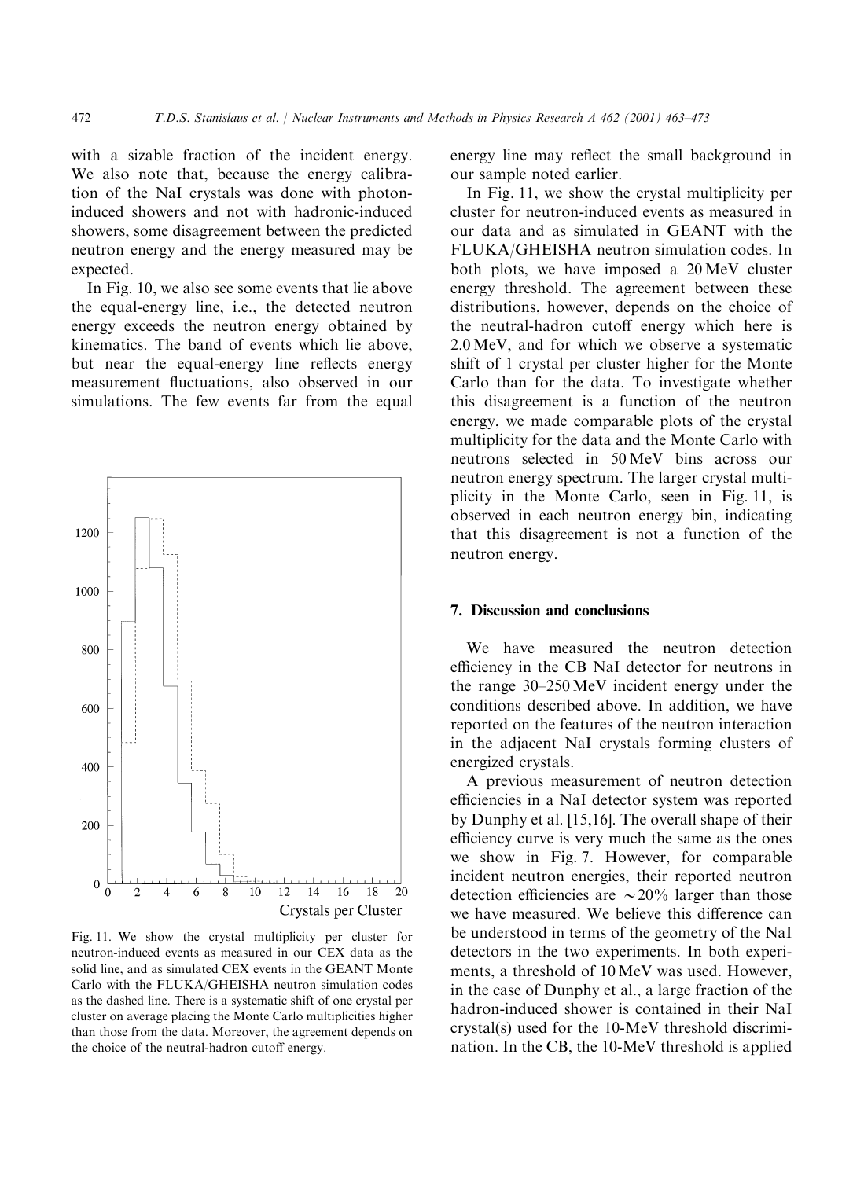with a sizable fraction of the incident energy. We also note that, because the energy calibration of the NaI crystals was done with photon-induced showers and not with hadronic-induced showers, some disagreement between the predicted neutron energy and the energy measured may be expected.

In Fig. 10, we also see some events that lie above the equal-energy line, i.e., the detected neutron energy exceeds the neutron energy obtained by kinematics. The band of events which lie above, but near the equal-energy line reflects energy measurement fluctuations, also observed in our simulations. The few events far from the equal energy line may reflect the small background in our sample noted earlier.

Fig. 11. We show the crystal multiplicity per cluster for neutron-induced events as measured in our CEX data as the solid line, and as simulated CEX events in the GEANT Monte Carlo with the FLUKA/GHEISHA neutron simulation codes as the dashed line. There is a systematic shift of one crystal per cluster on average placing the Monte Carlo multiplicities higher than those from the data. Moreover, the agreement depends on the choice of the neutral-hadron cutoff energy.

In Fig. 11, we show the crystal multiplicity per cluster for neutron-induced events as measured in our data and as simulated in GEANT with the FLUKA/GHEISHA neutron simulation codes. In both plots, we have imposed a 20 MeV cluster energy threshold. The agreement between these distributions, however, depends on the choice of the neutral-hadron cutoff energy which here is 2.0 MeV, and for which we observe a systematic shift of 1 crystal per cluster higher for the Monte Carlo than for the data. To investigate whether this disagreement is a function of the neutron energy, we made comparable plots of the crystal multiplicity for the data and the Monte Carlo with neutrons selected in 50 MeV bins across our neutron energy spectrum. The larger crystal multiplicity in the Monte Carlo, seen in Fig. 11, is observed in each neutron energy bin, indicating that this disagreement is not a function of the neutron energy.

## 7. Discussion and conclusions

We have measured the neutron detection efficiency in the CB NaI detector for neutrons in the range 30–250 MeV incident energy under the conditions described above. In addition, we have reported on the features of the neutron interaction in the adjacent NaI crystals forming clusters of energized crystals.

A previous measurement of neutron detection efficiencies in a NaI detector system was reported by Dunphy et al. [15,16]. The overall shape of their efficiency curve is very much the same as the ones we show in Fig. 7. However, for comparable incident neutron energies, their reported neutron detection efficiencies are $\sim 20\%$ larger than those we have measured. We believe this difference can be understood in terms of the geometry of the NaI detectors in the two experiments. In both experiments, a threshold of 10 MeV was used. However, in the case of Dunphy et al., a large fraction of the hadron-induced shower is contained in their NaI crystal(s) used for the 10-MeV threshold discrimination. In the CB, the 10-MeV threshold is applied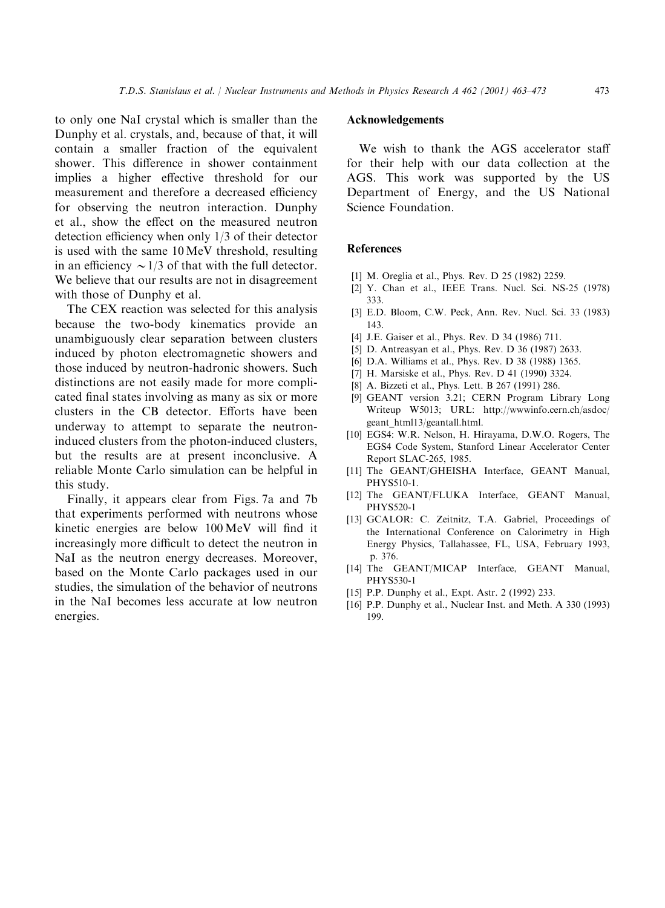to only one NaI crystal which is smaller than the Dunphy et al. crystals, and, because of that, it will contain a smaller fraction of the equivalent shower. This difference in shower containment implies a higher effective threshold for our measurement and therefore a decreased efficiency for observing the neutron interaction. Dunphy et al., show the effect on the measured neutron detection efficiency when only 1/3 of their detector is used with the same 10 MeV threshold, resulting in an efficiency $\sim 1/3$ of that with the full detector. We believe that our results are not in disagreement with those of Dunphy et al.

The CEX reaction was selected for this analysis because the two-body kinematics provide an unambiguously clear separation between clusters induced by photon electromagnetic showers and those induced by neutron-hadronic showers. Such distinctions are not easily made for more complicated final states involving as many as six or more clusters in the CB detector. Efforts have been underway to attempt to separate the neutron-induced clusters from the photon-induced clusters, but the results are at present inconclusive. A reliable Monte Carlo simulation can be helpful in this study.

Finally, it appears clear from Figs. 7a and 7b that experiments performed with neutrons whose kinetic energies are below 100 MeV will find it increasingly more difficult to detect the neutron in NaI as the neutron energy decreases. Moreover, based on the Monte Carlo packages used in our studies, the simulation of the behavior of neutrons in the NaI becomes less accurate at low neutron energies.

## Acknowledgements

We wish to thank the AGS accelerator staff for their help with our data collection at the AGS. This work was supported by the US Department of Energy, and the US National Science Foundation.

## References

[1] M. Oreglia et al., Phys. Rev. D 25 (1982) 2259.

[2] Y. Chan et al., IEEE Trans. Nucl. Sci. NS-25 (1978) 333.

[3] E.D. Bloom, C.W. Peck, Ann. Rev. Nucl. Sci. 33 (1983) 143.

[4] J.E. Gaiser et al., Phys. Rev. D 34 (1986) 711.

[5] D. Antreasyan et al., Phys. Rev. D 36 (1987) 2633.

[6] D.A. Williams et al., Phys. Rev. D 38 (1988) 1365.

[7] H. Marsiske et al., Phys. Rev. D 41 (1990) 3324.

[8] A. Bizzeti et al., Phys. Lett. B 267 (1991) 286.

[9] GEANT version 3.21; CERN Program Library Long Writeup W5013; URL: http://wwwinfo.cern.ch/asdoc/geant_html13/geantall.html.

[10] EGS4: W.R. Nelson, H. Hirayama, D.W.O. Rogers, The EGS4 Code System, Stanford Linear Accelerator Center Report SLAC-265, 1985.

[11] The GEANT/GHEISHA Interface, GEANT Manual, PHYS510-1.

[12] The GEANT/FLUKA Interface, GEANT Manual, PHYS520-1

[13] GCALOR: C. Zeitnitz, T.A. Gabriel, Proceedings of the International Conference on Calorimetry in High Energy Physics, Tallahassee, FL, USA, February 1993, p. 376.

[14] The GEANT/MICAP Interface, GEANT Manual, PHYS530-1

[15] P.P. Dunphy et al., Expt. Astr. 2 (1992) 233.

[16] P.P. Dunphy et al., Nuclear Inst. and Meth. A 330 (1993) 199.